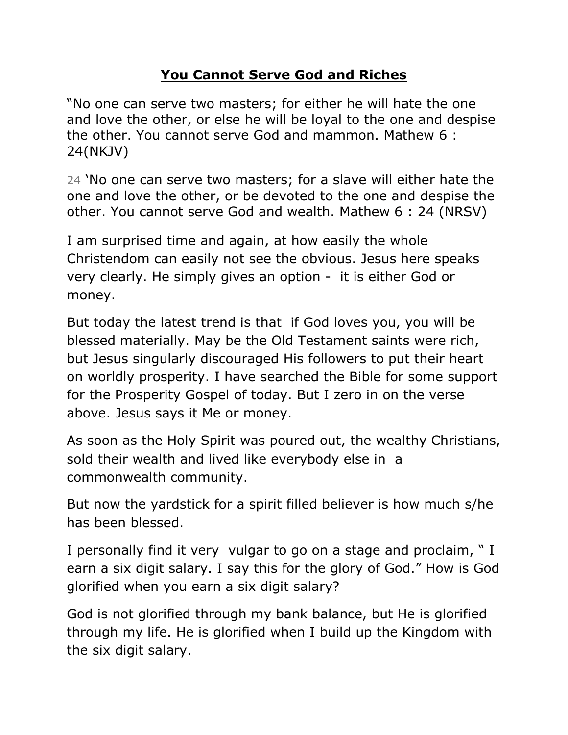# **You Cannot Serve God and Riches**

"No one can serve two masters; for either he will hate the one and love the other, or else he will be loyal to the one and despise the other. You cannot serve God and mammon. Mathew 6 : 24(NKJV)

24 'No one can serve two masters; for a slave will either hate the one and love the other, or be devoted to the one and despise the other. You cannot serve God and wealth. Mathew 6 : 24 (NRSV)

I am surprised time and again, at how easily the whole Christendom can easily not see the obvious. Jesus here speaks very clearly. He simply gives an option - it is either God or money.

But today the latest trend is that if God loves you, you will be blessed materially. May be the Old Testament saints were rich, but Jesus singularly discouraged His followers to put their heart on worldly prosperity. I have searched the Bible for some support for the Prosperity Gospel of today. But I zero in on the verse above. Jesus says it Me or money.

As soon as the Holy Spirit was poured out, the wealthy Christians, sold their wealth and lived like everybody else in a commonwealth community.

But now the yardstick for a spirit filled believer is how much s/he has been blessed.

I personally find it very vulgar to go on a stage and proclaim, " I earn a six digit salary. I say this for the glory of God." How is God glorified when you earn a six digit salary?

God is not glorified through my bank balance, but He is glorified through my life. He is glorified when I build up the Kingdom with the six digit salary.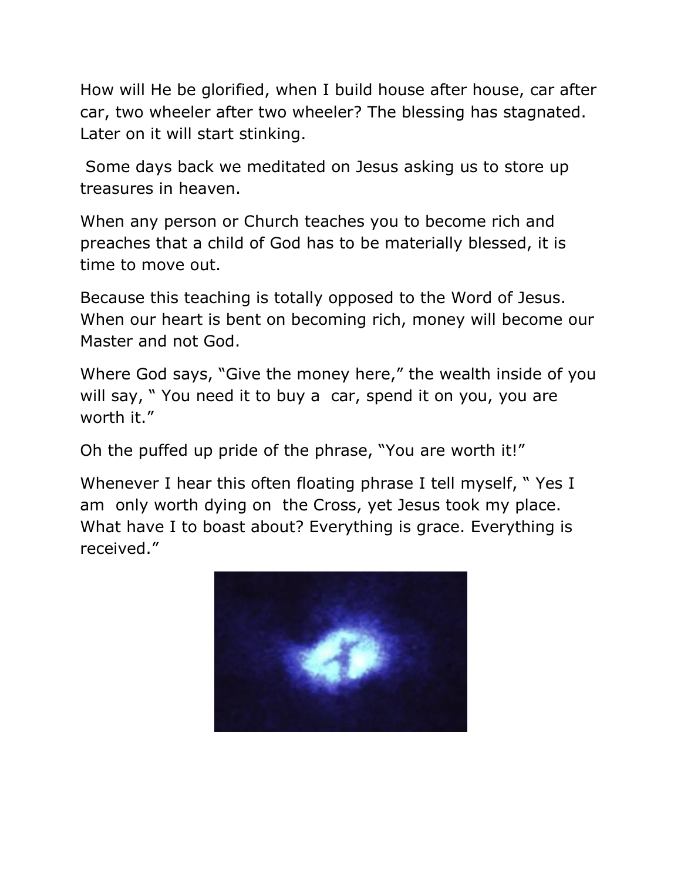How will He be glorified, when I build house after house, car after car, two wheeler after two wheeler? The blessing has stagnated. Later on it will start stinking.

Some days back we meditated on Jesus asking us to store up treasures in heaven.

When any person or Church teaches you to become rich and preaches that a child of God has to be materially blessed, it is time to move out.

Because this teaching is totally opposed to the Word of Jesus. When our heart is bent on becoming rich, money will become our Master and not God.

Where God says, "Give the money here," the wealth inside of you will say, " You need it to buy a car, spend it on you, you are worth it."

Oh the puffed up pride of the phrase, "You are worth it!"

Whenever I hear this often floating phrase I tell myself, " Yes I am only worth dying on the Cross, yet Jesus took my place. What have I to boast about? Everything is grace. Everything is received."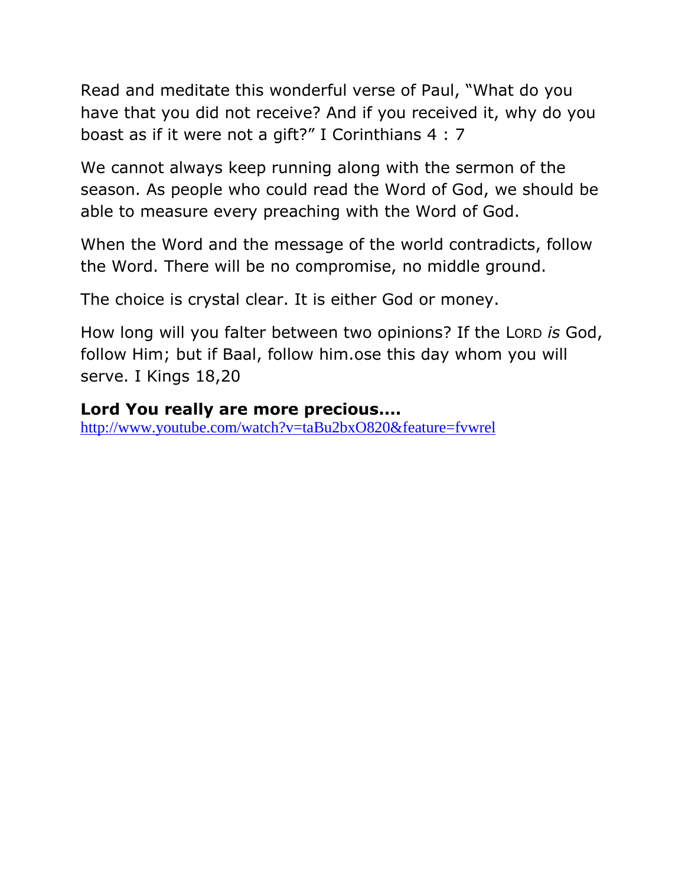Read and meditate this wonderful verse of Paul, “What do you have that you did not receive? And if you received it, why do you boast as if it were not a gift?” I Corinthians 4 : 7

We cannot always keep running along with the sermon of the season. As people who could read the Word of God, we should be able to measure every preaching with the Word of God.

When the Word and the message of the world contradicts, follow the Word. There will be no compromise, no middle ground.

The choice is crystal clear. It is either God or money.

How long will you falter between two opinions? If the LORD *is* God, follow Him; but if Baal, follow him.ose this day whom you will serve. I Kings 18,20

**Lord You really are more precious....**
http://www.youtube.com/watch?v=taBu2bxO820&feature=fvwrel